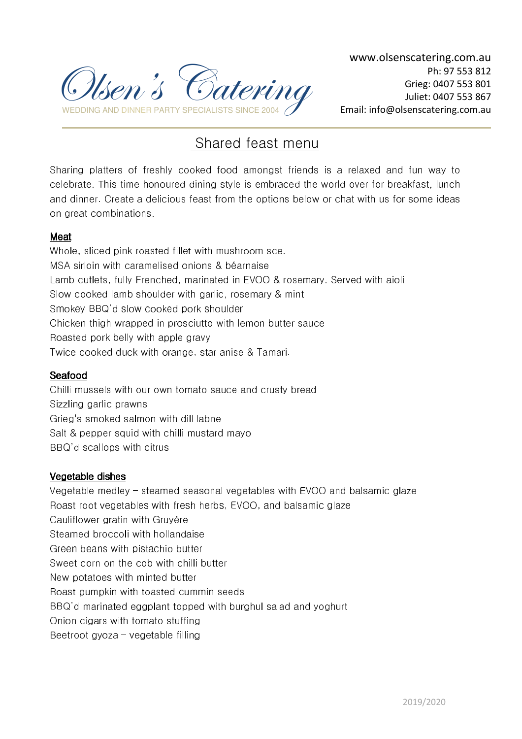# Olsen's Catering

WEDDING AND DINNER PARTY SPECIALISTS SINCE 2004

www.olsenscatering.com.au
Ph: 97 553 812
Grieg: 0407 553 801
Juliet: 0407 553 867
Email: info@olsenscatering.com.au

## Shared feast menu

Sharing platters of freshly cooked food amongst friends is a relaxed and fun way to celebrate. This time honoured dining style is embraced the world over for breakfast, lunch and dinner. Create a delicious feast from the options below or chat with us for some ideas on great combinations.

### Meat

Whole, sliced pink roasted fillet with mushroom sce.
MSA sirloin with caramelised onions & béarnaise
Lamb cutlets, fully Frenched, marinated in EVOO & rosemary. Served with aioli
Slow cooked lamb shoulder with garlic, rosemary & mint
Smokey BBQ'd slow cooked pork shoulder
Chicken thigh wrapped in prosciutto with lemon butter sauce
Roasted pork belly with apple gravy
Twice cooked duck with orange, star anise & Tamari.

### Seafood

Chilli mussels with our own tomato sauce and crusty bread
Sizzling garlic prawns
Grieg's smoked salmon with dill labne
Salt & pepper squid with chilli mustard mayo
BBQ'd scallops with citrus

### Vegetable dishes

Vegetable medley – steamed seasonal vegetables with EVOO and balsamic glaze
Roast root vegetables with fresh herbs, EVOO, and balsamic glaze
Cauliflower gratin with Gruyére
Steamed broccoli with hollandaise
Green beans with pistachio butter
Sweet corn on the cob with chilli butter
New potatoes with minted butter
Roast pumpkin with toasted cumin seeds
BBQ'd marinated eggplant topped with burghul salad and yoghurt
Onion cigars with tomato stuffing
Beetroot gyoza – vegetable filling

2019/2020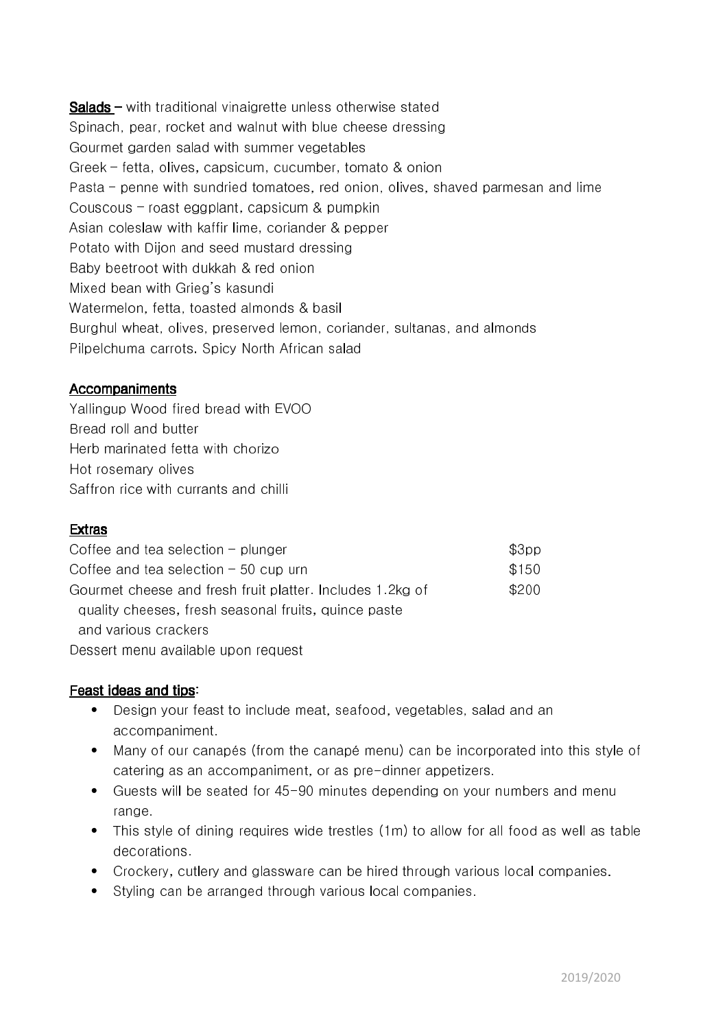**Salads –** with traditional vinaigrette unless otherwise stated

Spinach, pear, rocket and walnut with blue cheese dressing
Gourmet garden salad with summer vegetables
Greek – fetta, olives, capsicum, cucumber, tomato & onion
Pasta – penne with sundried tomatoes, red onion, olives, shaved parmesan and lime
Couscous – roast eggplant, capsicum & pumpkin
Asian coleslaw with kaffir lime, coriander & pepper
Potato with Dijon and seed mustard dressing
Baby beetroot with dukkah & red onion
Mixed bean with Grieg's kasundi
Watermelon, fetta, toasted almonds & basil
Burghul wheat, olives, preserved lemon, coriander, sultanas, and almonds
Pilpelchuma carrots. Spicy North African salad

**Accompaniments**

Yallingup Wood fired bread with EVOO
Bread roll and butter
Herb marinated fetta with chorizo
Hot rosemary olives
Saffron rice with currants and chilli

**Extras**

| | |
|---|---|
| Coffee and tea selection – plunger | $3pp |
| Coffee and tea selection – 50 cup urn | $150 |
| Gourmet cheese and fresh fruit platter. Includes 1.2kg of quality cheeses, fresh seasonal fruits, quince paste and various crackers | $200 |

Dessert menu available upon request

**Feast ideas and tips:**

- Design your feast to include meat, seafood, vegetables, salad and an accompaniment.
- Many of our canapés (from the canapé menu) can be incorporated into this style of catering as an accompaniment, or as pre-dinner appetizers.
- Guests will be seated for 45-90 minutes depending on your numbers and menu range.
- This style of dining requires wide trestles (1m) to allow for all food as well as table decorations.
- Crockery, cutlery and glassware can be hired through various local companies.
- Styling can be arranged through various local companies.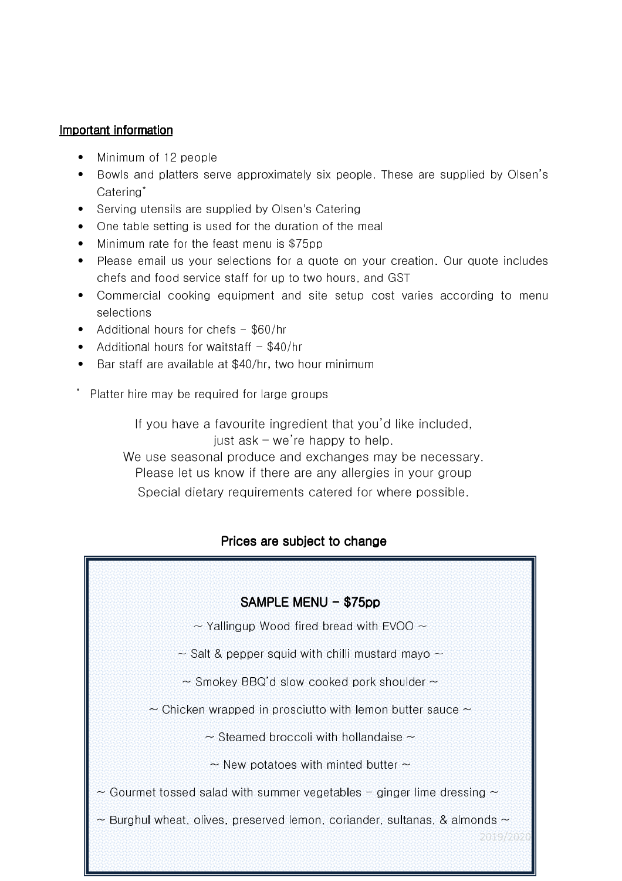**Important information**

- Minimum of 12 people
- Bowls and platters serve approximately six people. These are supplied by Olsen's Catering*
- Serving utensils are supplied by Olsen's Catering
- One table setting is used for the duration of the meal
- Minimum rate for the feast menu is $75pp
- Please email us your selections for a quote on your creation. Our quote includes chefs and food service staff for up to two hours, and GST
- Commercial cooking equipment and site setup cost varies according to menu selections
- Additional hours for chefs – $60/hr
- Additional hours for waitstaff – $40/hr
- Bar staff are available at $40/hr, two hour minimum

* Platter hire may be required for large groups

If you have a favourite ingredient that you'd like included,
just ask – we're happy to help.
We use seasonal produce and exchanges may be necessary.
Please let us know if there are any allergies in your group
Special dietary requirements catered for where possible.

**Prices are subject to change**

**SAMPLE MENU – $75pp**

~ Yallingup Wood fired bread with EVOO ~

~ Salt & pepper squid with chilli mustard mayo ~

~ Smokey BBQ'd slow cooked pork shoulder ~

~ Chicken wrapped in prosciutto with lemon butter sauce ~

~ Steamed broccoli with hollandaise ~

~ New potatoes with minted butter ~

~ Gourmet tossed salad with summer vegetables – ginger lime dressing ~

~ Burghul wheat, olives, preserved lemon, coriander, sultanas, & almonds ~

2019/2020